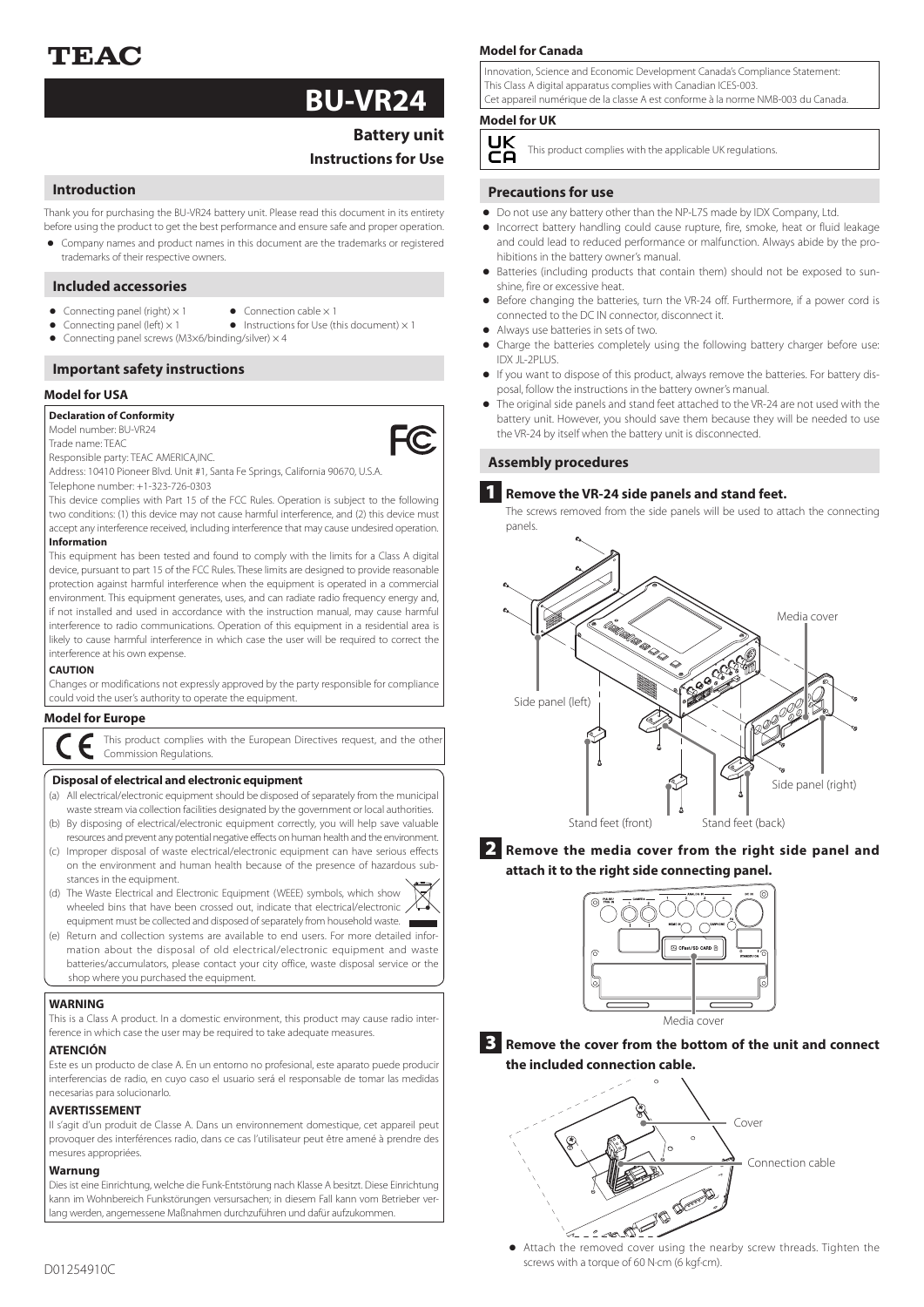# TEAC

# BU-VR24

## Battery unit

## Instructions for Use

## Introduction

Thank you for purchasing the BU-VR24 battery unit. Please read this document in its entirety before using the product to get the best performance and ensure safe and proper operation.

- Company names and product names in this document are the trademarks or registered trademarks of their respective owners.

## Included accessories

- Connecting panel (right) × 1
- Connecting panel (left) × 1
- Connecting panel screws (M3×6/binding/silver) × 4
- Connection cable × 1
- Instructions for Use (this document) × 1

## Important safety instructions

### Model for USA

**Declaration of Conformity**

Model number: BU-VR24
Trade name: TEAC
Responsible party: TEAC AMERICA,INC.
Address: 10410 Pioneer Blvd. Unit #1, Santa Fe Springs, California 90670, U.S.A.
Telephone number: +1-323-726-0303

This device complies with Part 15 of the FCC Rules. Operation is subject to the following two conditions: (1) this device may not cause harmful interference, and (2) this device must accept any interference received, including interference that may cause undesired operation.

**Information**

This equipment has been tested and found to comply with the limits for a Class A digital device, pursuant to part 15 of the FCC Rules. These limits are designed to provide reasonable protection against harmful interference when the equipment is operated in a commercial environment. This equipment generates, uses, and can radiate radio frequency energy and, if not installed and used in accordance with the instruction manual, may cause harmful interference to radio communications. Operation of this equipment in a residential area is likely to cause harmful interference in which case the user will be required to correct the interference at his own expense.

**CAUTION**

Changes or modifications not expressly approved by the party responsible for compliance could void the user's authority to operate the equipment.

### Model for Europe

This product complies with the European Directives request, and the other Commission Regulations.

**Disposal of electrical and electronic equipment**

(a) All electrical/electronic equipment should be disposed of separately from the municipal waste stream via collection facilities designated by the government or local authorities.
(b) By disposing of electrical/electronic equipment correctly, you will help save valuable resources and prevent any potential negative effects on human health and the environment.
(c) Improper disposal of waste electrical/electronic equipment can have serious effects on the environment and human health because of the presence of hazardous substances in the equipment.
(d) The Waste Electrical and Electronic Equipment (WEEE) symbols, which show wheeled bins that have been crossed out, indicate that electrical/electronic equipment must be collected and disposed of separately from household waste.
(e) Return and collection systems are available to end users. For more detailed information about the disposal of old electrical/electronic equipment and waste batteries/accumulators, please contact your city office, waste disposal service or the shop where you purchased the equipment.

**WARNING**

This is a Class A product. In a domestic environment, this product may cause radio interference in which case the user may be required to take adequate measures.

**ATENCIÓN**

Este es un producto de clase A. En un entorno no profesional, este aparato puede producir interferencias de radio, en cuyo caso el usuario será el responsable de tomar las medidas necesarias para solucionarlo.

**AVERTISSEMENT**

Il s'agit d'un produit de Classe A. Dans un environnement domestique, cet appareil peut provoquer des interférences radio, dans ce cas l'utilisateur peut être amené à prendre des mesures appropriées.

**Warnung**

Dies ist eine Einrichtung, welche die Funk-Entstörung nach Klasse A besitzt. Diese Einrichtung kann im Wohnbereich Funkstörungen versursachen; in diesem Fall kann vom Betrieber verlang werden, angemessene Maßnahmen durchzuführen und dafür aufzukommen.

### Model for Canada

Innovation, Science and Economic Development Canada's Compliance Statement:
This Class A digital apparatus complies with Canadian ICES-003.
Cet appareil numérique de la classe A est conforme à la norme NMB-003 du Canada.

### Model for UK

This product complies with the applicable UK regulations.

## Precautions for use

- Do not use any battery other than the NP-L7S made by IDX Company, Ltd.
- Incorrect battery handling could cause rupture, fire, smoke, heat or fluid leakage and could lead to reduced performance or malfunction. Always abide by the prohibitions in the battery owner's manual.
- Batteries (including products that contain them) should not be exposed to sunshine, fire or excessive heat.
- Before changing the batteries, turn the VR-24 off. Furthermore, if a power cord is connected to the DC IN connector, disconnect it.
- Always use batteries in sets of two.
- Charge the batteries completely using the following battery charger before use: IDX JL-2PLUS.
- If you want to dispose of this product, always remove the batteries. For battery disposal, follow the instructions in the battery owner's manual.
- The original side panels and stand feet attached to the VR-24 are not used with the battery unit. However, you should save them because they will be needed to use the VR-24 by itself when the battery unit is disconnected.

## Assembly procedures

**1 Remove the VR-24 side panels and stand feet.**

The screws removed from the side panels will be used to attach the connecting panels.

Media cover
Side panel (left)
Side panel (right)
Stand feet (front)
Stand feet (back)

**2 Remove the media cover from the right side panel and attach it to the right side connecting panel.**

Media cover

**3 Remove the cover from the bottom of the unit and connect the included connection cable.**

Cover
Connection cable

- Attach the removed cover using the nearby screw threads. Tighten the screws with a torque of 60 N·cm (6 kgf·cm).

D01254910C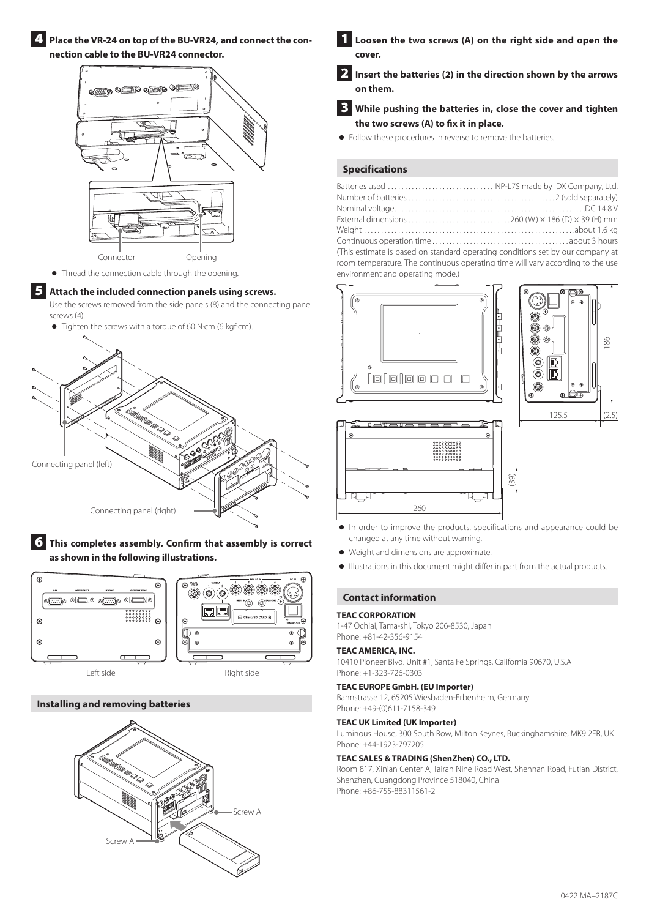**4** **Place the VR-24 on top of the BU-VR24, and connect the connection cable to the BU-VR24 connector.**

Connector

Opening

- Thread the connection cable through the opening.

**5** **Attach the included connection panels using screws.**

Use the screws removed from the side panels (8) and the connecting panel screws (4).

- Tighten the screws with a torque of 60 N·cm (6 kgf·cm).

Connecting panel (left)

Connecting panel (right)

**6** **This completes assembly. Confirm that assembly is correct as shown in the following illustrations.**

Left side

Right side

## Installing and removing batteries

Screw A

Screw A

**1** **Loosen the two screws (A) on the right side and open the cover.**

**2** **Insert the batteries (2) in the direction shown by the arrows on them.**

**3** **While pushing the batteries in, close the cover and tighten the two screws (A) to fix it in place.**

- Follow these procedures in reverse to remove the batteries.

## Specifications

Batteries used ............................... NP-L7S made by IDX Company, Ltd.
Number of batteries ............................................ 2 (sold separately)
Nominal voltage ........................................................... DC 14.8 V
External dimensions .............................. 260 (W) × 186 (D) × 39 (H) mm
Weight ................................................................ about 1.6 kg
Continuous operation time ........................................ about 3 hours
(This estimate is based on standard operating conditions set by our company at room temperature. The continuous operating time will vary according to the use environment and operating mode.)

186

125.5

(2.5)

(39)

260

- In order to improve the products, specifications and appearance could be changed at any time without warning.
- Weight and dimensions are approximate.
- Illustrations in this document might differ in part from the actual products.

## Contact information

**TEAC CORPORATION**
1-47 Ochiai, Tama-shi, Tokyo 206-8530, Japan
Phone: +81-42-356-9154

**TEAC AMERICA, INC.**
10410 Pioneer Blvd. Unit #1, Santa Fe Springs, California 90670, U.S.A
Phone: +1-323-726-0303

**TEAC EUROPE GmbH. (EU Importer)**
Bahnstrasse 12, 65205 Wiesbaden-Erbenheim, Germany
Phone: +49-(0)611-7158-349

**TEAC UK Limited (UK Importer)**
Luminous House, 300 South Row, Milton Keynes, Buckinghamshire, MK9 2FR, UK
Phone: +44-1923-797205

**TEAC SALES & TRADING (ShenZhen) CO., LTD.**
Room 817, Xinian Center A, Tairan Nine Road West, Shennan Road, Futian District, Shenzhen, Guangdong Province 518040, China
Phone: +86-755-88311561-2

0422 MA–2187C